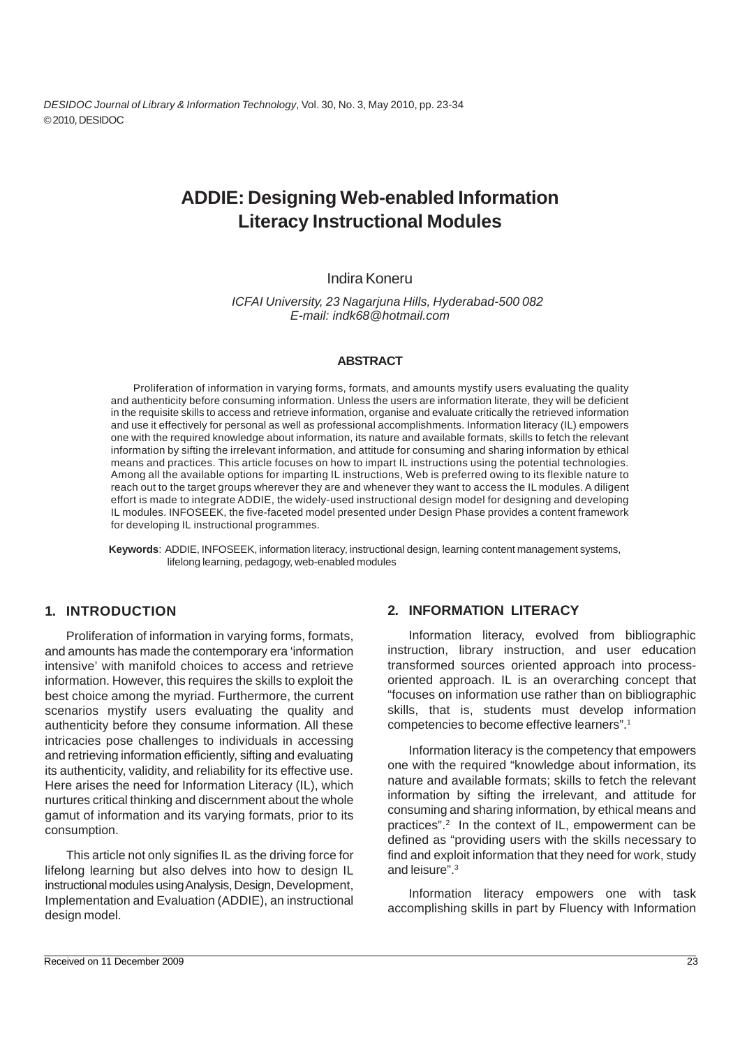# ADDIE: Designing Web-enabled Information Literacy Instructional Modules

Indira Koneru

*ICFAI University, 23 Nagarjuna Hills, Hyderabad-500 082*
*E-mail: indk68@hotmail.com*

## ABSTRACT

Proliferation of information in varying forms, formats, and amounts mystify users evaluating the quality and authenticity before consuming information. Unless the users are information literate, they will be deficient in the requisite skills to access and retrieve information, organise and evaluate critically the retrieved information and use it effectively for personal as well as professional accomplishments. Information literacy (IL) empowers one with the required knowledge about information, its nature and available formats, skills to fetch the relevant information by sifting the irrelevant information, and attitude for consuming and sharing information by ethical means and practices. This article focuses on how to impart IL instructions using the potential technologies. Among all the available options for imparting IL instructions, Web is preferred owing to its flexible nature to reach out to the target groups wherever they are and whenever they want to access the IL modules. A diligent effort is made to integrate ADDIE, the widely-used instructional design model for designing and developing IL modules. INFOSEEK, the five-faceted model presented under Design Phase provides a content framework for developing IL instructional programmes.

**Keywords**: ADDIE, INFOSEEK, information literacy, instructional design, learning content management systems, lifelong learning, pedagogy, web-enabled modules

## 1. INTRODUCTION

Proliferation of information in varying forms, formats, and amounts has made the contemporary era 'information intensive' with manifold choices to access and retrieve information. However, this requires the skills to exploit the best choice among the myriad. Furthermore, the current scenarios mystify users evaluating the quality and authenticity before they consume information. All these intricacies pose challenges to individuals in accessing and retrieving information efficiently, sifting and evaluating its authenticity, validity, and reliability for its effective use. Here arises the need for Information Literacy (IL), which nurtures critical thinking and discernment about the whole gamut of information and its varying formats, prior to its consumption.

This article not only signifies IL as the driving force for lifelong learning but also delves into how to design IL instructional modules using Analysis, Design, Development, Implementation and Evaluation (ADDIE), an instructional design model.

## 2. INFORMATION LITERACY

Information literacy, evolved from bibliographic instruction, library instruction, and user education transformed sources oriented approach into process-oriented approach. IL is an overarching concept that "focuses on information use rather than on bibliographic skills, that is, students must develop information competencies to become effective learners".[1]

Information literacy is the competency that empowers one with the required "knowledge about information, its nature and available formats; skills to fetch the relevant information by sifting the irrelevant, and attitude for consuming and sharing information, by ethical means and practices".[2] In the context of IL, empowerment can be defined as "providing users with the skills necessary to find and exploit information that they need for work, study and leisure".[3]

Information literacy empowers one with task accomplishing skills in part by Fluency with Information

Received on 11 December 2009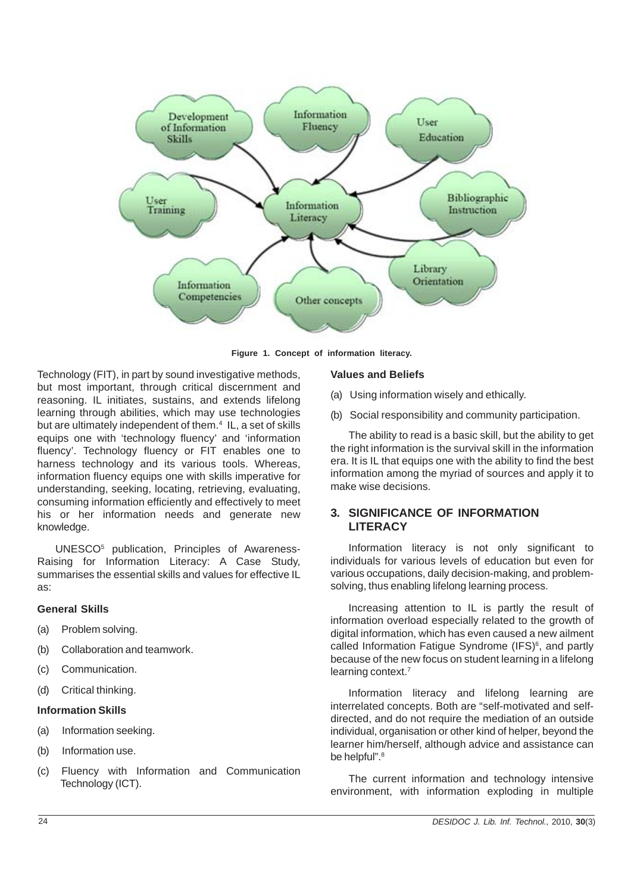Figure 1. Concept of information literacy.

Technology (FIT), in part by sound investigative methods, but most important, through critical discernment and reasoning. IL initiates, sustains, and extends lifelong learning through abilities, which may use technologies but are ultimately independent of them.[4] IL, a set of skills equips one with 'technology fluency' and 'information fluency'. Technology fluency or FIT enables one to harness technology and its various tools. Whereas, information fluency equips one with skills imperative for understanding, seeking, locating, retrieving, evaluating, consuming information efficiently and effectively to meet his or her information needs and generate new knowledge.

UNESCO[5] publication, Principles of Awareness-Raising for Information Literacy: A Case Study, summarises the essential skills and values for effective IL as:

**General Skills**

(a) Problem solving.

(b) Collaboration and teamwork.

(c) Communication.

(d) Critical thinking.

**Information Skills**

(a) Information seeking.

(b) Information use.

(c) Fluency with Information and Communication Technology (ICT).

**Values and Beliefs**

(a) Using information wisely and ethically.

(b) Social responsibility and community participation.

The ability to read is a basic skill, but the ability to get the right information is the survival skill in the information era. It is IL that equips one with the ability to find the best information among the myriad of sources and apply it to make wise decisions.

## 3. SIGNIFICANCE OF INFORMATION LITERACY

Information literacy is not only significant to individuals for various levels of education but even for various occupations, daily decision-making, and problem-solving, thus enabling lifelong learning process.

Increasing attention to IL is partly the result of information overload especially related to the growth of digital information, which has even caused a new ailment called Information Fatigue Syndrome (IFS)[6], and partly because of the new focus on student learning in a lifelong learning context.[7]

Information literacy and lifelong learning are interrelated concepts. Both are "self-motivated and self-directed, and do not require the mediation of an outside individual, organisation or other kind of helper, beyond the learner him/herself, although advice and assistance can be helpful".[8]

The current information and technology intensive environment, with information exploding in multiple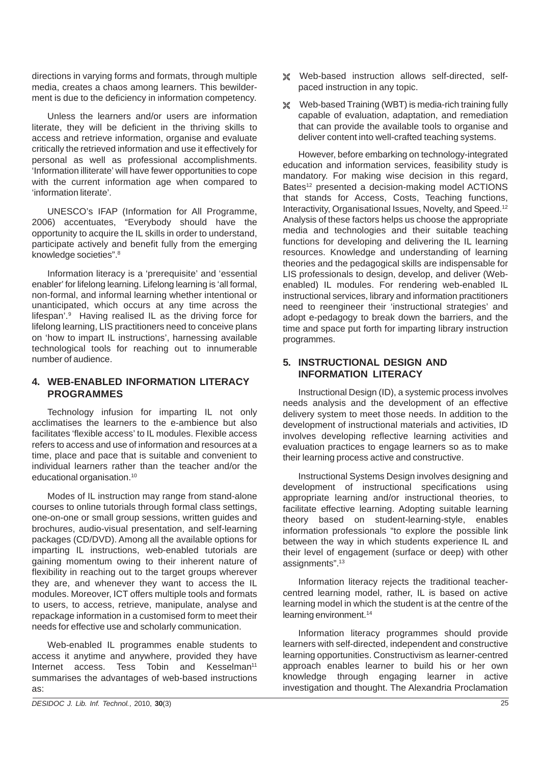directions in varying forms and formats, through multiple media, creates a chaos among learners. This bewilderment is due to the deficiency in information competency.

Unless the learners and/or users are information literate, they will be deficient in the thriving skills to access and retrieve information, organise and evaluate critically the retrieved information and use it effectively for personal as well as professional accomplishments. 'Information illiterate' will have fewer opportunities to cope with the current information age when compared to 'information literate'.

UNESCO's IFAP (Information for All Programme, 2006) accentuates, "Everybody should have the opportunity to acquire the IL skills in order to understand, participate actively and benefit fully from the emerging knowledge societies".[8]

Information literacy is a 'prerequisite' and 'essential enabler' for lifelong learning. Lifelong learning is 'all formal, non-formal, and informal learning whether intentional or unanticipated, which occurs at any time across the lifespan'.[9] Having realised IL as the driving force for lifelong learning, LIS practitioners need to conceive plans on 'how to impart IL instructions', harnessing available technological tools for reaching out to innumerable number of audience.

## 4. WEB-ENABLED INFORMATION LITERACY PROGRAMMES

Technology infusion for imparting IL not only acclimatises the learners to the e-ambience but also facilitates 'flexible access' to IL modules. Flexible access refers to access and use of information and resources at a time, place and pace that is suitable and convenient to individual learners rather than the teacher and/or the educational organisation.[10]

Modes of IL instruction may range from stand-alone courses to online tutorials through formal class settings, one-on-one or small group sessions, written guides and brochures, audio-visual presentation, and self-learning packages (CD/DVD). Among all the available options for imparting IL instructions, web-enabled tutorials are gaining momentum owing to their inherent nature of flexibility in reaching out to the target groups wherever they are, and whenever they want to access the IL modules. Moreover, ICT offers multiple tools and formats to users, to access, retrieve, manipulate, analyse and repackage information in a customised form to meet their needs for effective use and scholarly communication.

Web-enabled IL programmes enable students to access it anytime and anywhere, provided they have Internet access. Tess Tobin and Kesselman[11] summarises the advantages of web-based instructions as:

- Web-based instruction allows self-directed, self-paced instruction in any topic.
- Web-based Training (WBT) is media-rich training fully capable of evaluation, adaptation, and remediation that can provide the available tools to organise and deliver content into well-crafted teaching systems.

However, before embarking on technology-integrated education and information services, feasibility study is mandatory. For making wise decision in this regard, Bates[12] presented a decision-making model ACTIONS that stands for Access, Costs, Teaching functions, Interactivity, Organisational Issues, Novelty, and Speed.[12] Analysis of these factors helps us choose the appropriate media and technologies and their suitable teaching functions for developing and delivering the IL learning resources. Knowledge and understanding of learning theories and the pedagogical skills are indispensable for LIS professionals to design, develop, and deliver (Web-enabled) IL modules. For rendering web-enabled IL instructional services, library and information practitioners need to reengineer their 'instructional strategies' and adopt e-pedagogy to break down the barriers, and the time and space put forth for imparting library instruction programmes.

## 5. INSTRUCTIONAL DESIGN AND INFORMATION LITERACY

Instructional Design (ID), a systemic process involves needs analysis and the development of an effective delivery system to meet those needs. In addition to the development of instructional materials and activities, ID involves developing reflective learning activities and evaluation practices to engage learners so as to make their learning process active and constructive.

Instructional Systems Design involves designing and development of instructional specifications using appropriate learning and/or instructional theories, to facilitate effective learning. Adopting suitable learning theory based on student-learning-style, enables information professionals "to explore the possible link between the way in which students experience IL and their level of engagement (surface or deep) with other assignments".[13]

Information literacy rejects the traditional teacher-centred learning model, rather, IL is based on active learning model in which the student is at the centre of the learning environment.[14]

Information literacy programmes should provide learners with self-directed, independent and constructive learning opportunities. Constructivism as learner-centred approach enables learner to build his or her own knowledge through engaging learner in active investigation and thought. The Alexandria Proclamation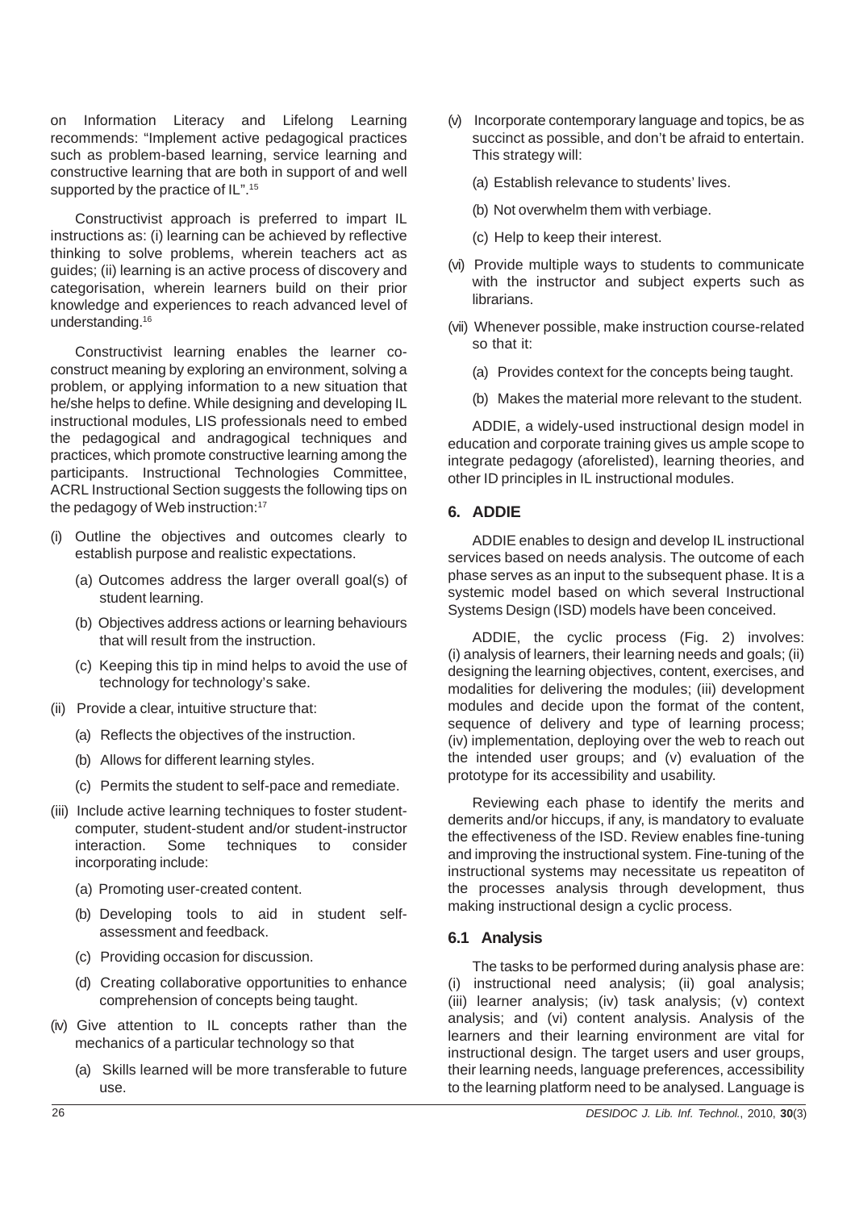on Information Literacy and Lifelong Learning recommends: "Implement active pedagogical practices such as problem-based learning, service learning and constructive learning that are both in support of and well supported by the practice of IL".[15]

Constructivist approach is preferred to impart IL instructions as: (i) learning can be achieved by reflective thinking to solve problems, wherein teachers act as guides; (ii) learning is an active process of discovery and categorisation, wherein learners build on their prior knowledge and experiences to reach advanced level of understanding.[16]

Constructivist learning enables the learner co-construct meaning by exploring an environment, solving a problem, or applying information to a new situation that he/she helps to define. While designing and developing IL instructional modules, LIS professionals need to embed the pedagogical and andragogical techniques and practices, which promote constructive learning among the participants. Instructional Technologies Committee, ACRL Instructional Section suggests the following tips on the pedagogy of Web instruction:[17]

- (i) Outline the objectives and outcomes clearly to establish purpose and realistic expectations.
  - (a) Outcomes address the larger overall goal(s) of student learning.
  - (b) Objectives address actions or learning behaviours that will result from the instruction.
  - (c) Keeping this tip in mind helps to avoid the use of technology for technology's sake.
- (ii) Provide a clear, intuitive structure that:
  - (a) Reflects the objectives of the instruction.
  - (b) Allows for different learning styles.
  - (c) Permits the student to self-pace and remediate.
- (iii) Include active learning techniques to foster student-computer, student-student and/or student-instructor interaction. Some techniques to consider incorporating include:
  - (a) Promoting user-created content.
  - (b) Developing tools to aid in student self-assessment and feedback.
  - (c) Providing occasion for discussion.
  - (d) Creating collaborative opportunities to enhance comprehension of concepts being taught.
- (iv) Give attention to IL concepts rather than the mechanics of a particular technology so that
  - (a) Skills learned will be more transferable to future use.
- (v) Incorporate contemporary language and topics, be as succinct as possible, and don't be afraid to entertain. This strategy will:
  - (a) Establish relevance to students' lives.
  - (b) Not overwhelm them with verbiage.
  - (c) Help to keep their interest.
- (vi) Provide multiple ways to students to communicate with the instructor and subject experts such as librarians.
- (vii) Whenever possible, make instruction course-related so that it:
  - (a) Provides context for the concepts being taught.
  - (b) Makes the material more relevant to the student.

ADDIE, a widely-used instructional design model in education and corporate training gives us ample scope to integrate pedagogy (aforelisted), learning theories, and other ID principles in IL instructional modules.

## 6. ADDIE

ADDIE enables to design and develop IL instructional services based on needs analysis. The outcome of each phase serves as an input to the subsequent phase. It is a systemic model based on which several Instructional Systems Design (ISD) models have been conceived.

ADDIE, the cyclic process (Fig. 2) involves: (i) analysis of learners, their learning needs and goals; (ii) designing the learning objectives, content, exercises, and modalities for delivering the modules; (iii) development modules and decide upon the format of the content, sequence of delivery and type of learning process; (iv) implementation, deploying over the web to reach out the intended user groups; and (v) evaluation of the prototype for its accessibility and usability.

Reviewing each phase to identify the merits and demerits and/or hiccups, if any, is mandatory to evaluate the effectiveness of the ISD. Review enables fine-tuning and improving the instructional system. Fine-tuning of the instructional systems may necessitate us repeatiton of the processes analysis through development, thus making instructional design a cyclic process.

### 6.1 Analysis

The tasks to be performed during analysis phase are: (i) instructional need analysis; (ii) goal analysis; (iii) learner analysis; (iv) task analysis; (v) context analysis; and (vi) content analysis. Analysis of the learners and their learning environment are vital for instructional design. The target users and user groups, their learning needs, language preferences, accessibility to the learning platform need to be analysed. Language is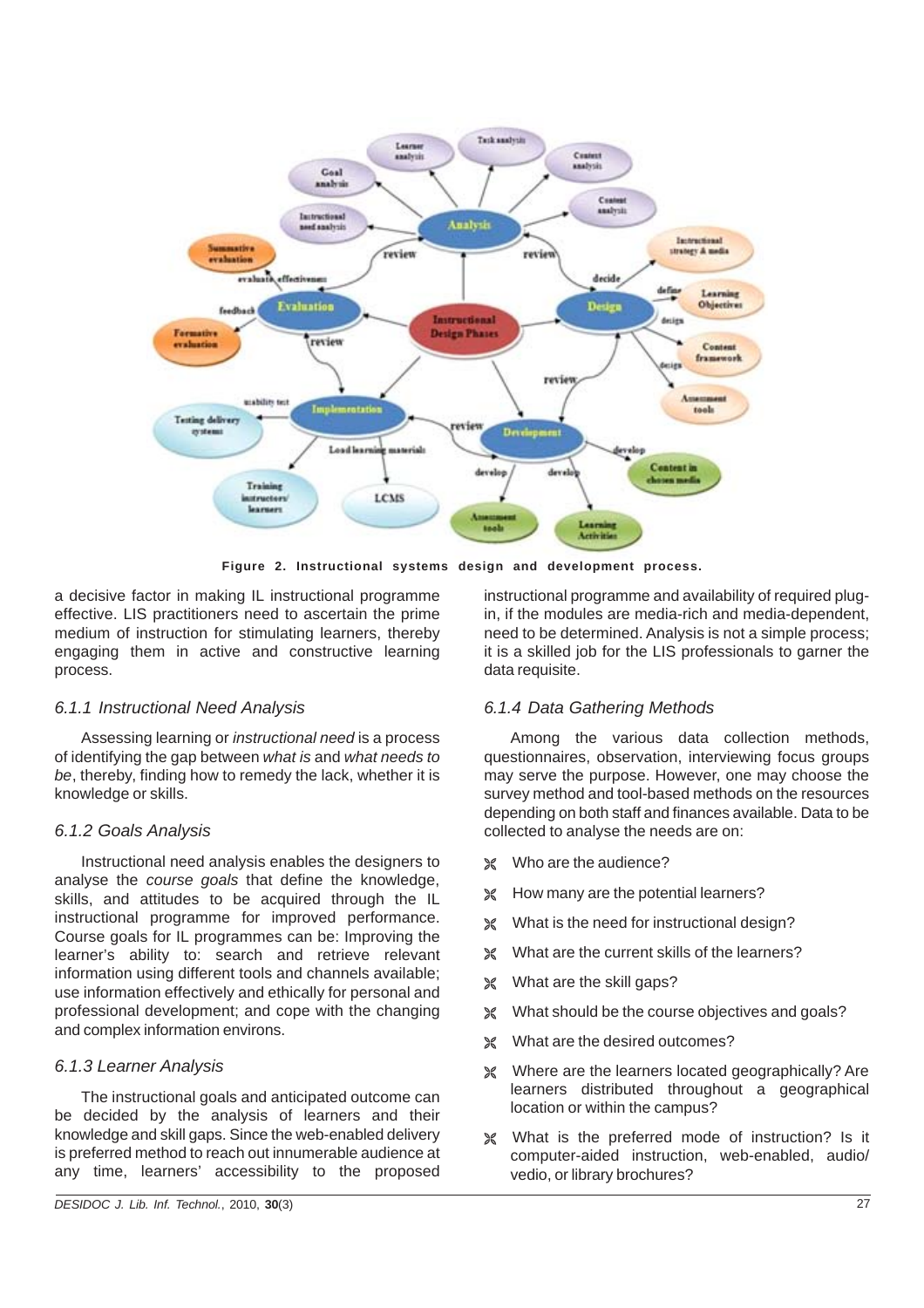Figure 2. Instructional systems design and development process.

a decisive factor in making IL instructional programme effective. LIS practitioners need to ascertain the prime medium of instruction for stimulating learners, thereby engaging them in active and constructive learning process.

### 6.1.1 Instructional Need Analysis

Assessing learning or *instructional need* is a process of identifying the gap between *what is* and *what needs to be*, thereby, finding how to remedy the lack, whether it is knowledge or skills.

### 6.1.2 Goals Analysis

Instructional need analysis enables the designers to analyse the *course goals* that define the knowledge, skills, and attitudes to be acquired through the IL instructional programme for improved performance. Course goals for IL programmes can be: Improving the learner's ability to: search and retrieve relevant information using different tools and channels available; use information effectively and ethically for personal and professional development; and cope with the changing and complex information environs.

### 6.1.3 Learner Analysis

The instructional goals and anticipated outcome can be decided by the analysis of learners and their knowledge and skill gaps. Since the web-enabled delivery is preferred method to reach out innumerable audience at any time, learners' accessibility to the proposed instructional programme and availability of required plug-in, if the modules are media-rich and media-dependent, need to be determined. Analysis is not a simple process; it is a skilled job for the LIS professionals to garner the data requisite.

### 6.1.4 Data Gathering Methods

Among the various data collection methods, questionnaires, observation, interviewing focus groups may serve the purpose. However, one may choose the survey method and tool-based methods on the resources depending on both staff and finances available. Data to be collected to analyse the needs are on:

- Who are the audience?
- How many are the potential learners?
- What is the need for instructional design?
- What are the current skills of the learners?
- What are the skill gaps?
- What should be the course objectives and goals?
- What are the desired outcomes?
- Where are the learners located geographically? Are learners distributed throughout a geographical location or within the campus?
- What is the preferred mode of instruction? Is it computer-aided instruction, web-enabled, audio/vedio, or library brochures?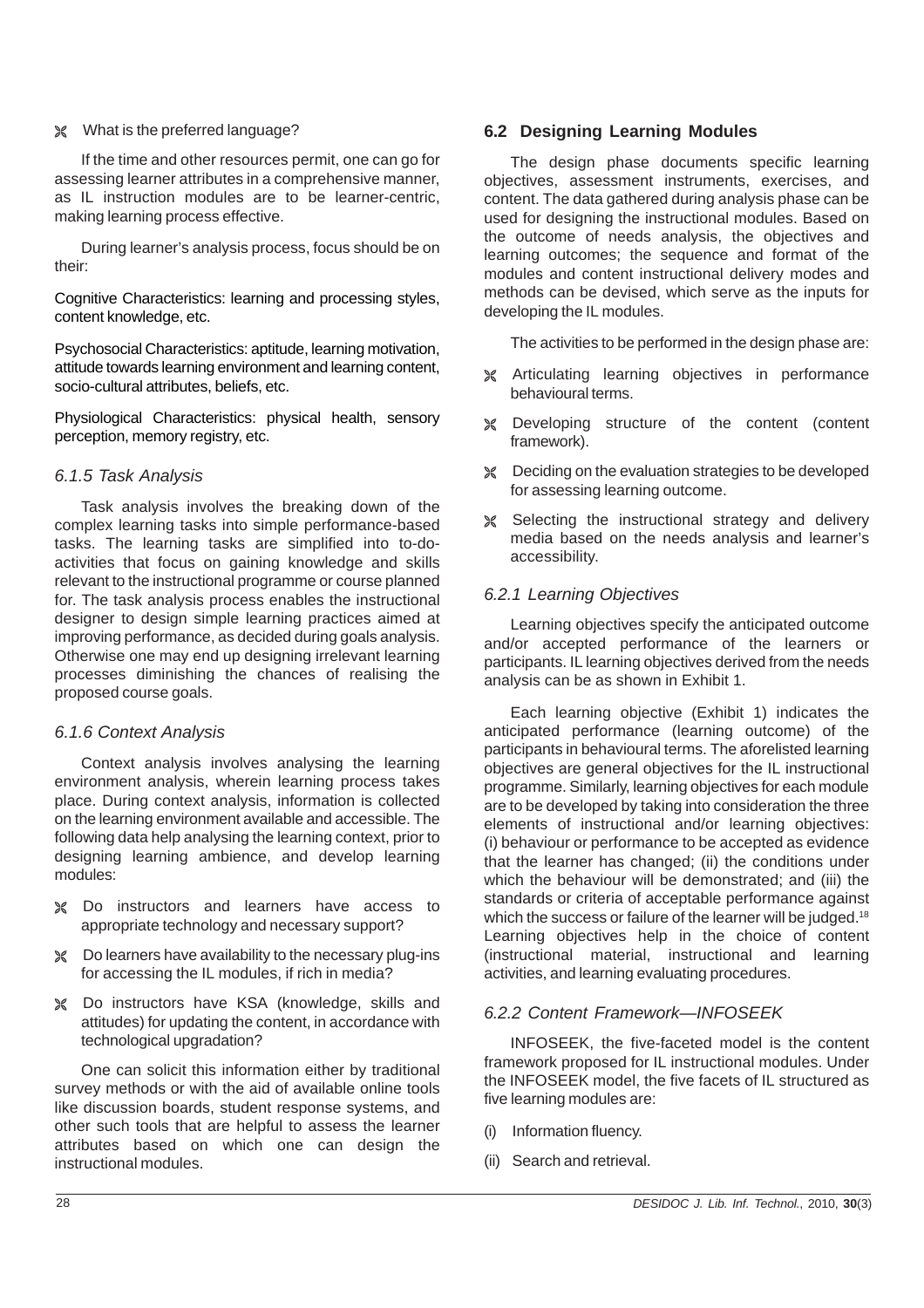- What is the preferred language?

If the time and other resources permit, one can go for assessing learner attributes in a comprehensive manner, as IL instruction modules are to be learner-centric, making learning process effective.

During learner's analysis process, focus should be on their:

Cognitive Characteristics: learning and processing styles, content knowledge, etc.

Psychosocial Characteristics: aptitude, learning motivation, attitude towards learning environment and learning content, socio-cultural attributes, beliefs, etc.

Physiological Characteristics: physical health, sensory perception, memory registry, etc.

### *6.1.5 Task Analysis*

Task analysis involves the breaking down of the complex learning tasks into simple performance-based tasks. The learning tasks are simplified into to-do-activities that focus on gaining knowledge and skills relevant to the instructional programme or course planned for. The task analysis process enables the instructional designer to design simple learning practices aimed at improving performance, as decided during goals analysis. Otherwise one may end up designing irrelevant learning processes diminishing the chances of realising the proposed course goals.

### *6.1.6 Context Analysis*

Context analysis involves analysing the learning environment analysis, wherein learning process takes place. During context analysis, information is collected on the learning environment available and accessible. The following data help analysing the learning context, prior to designing learning ambience, and develop learning modules:

- Do instructors and learners have access to appropriate technology and necessary support?
- Do learners have availability to the necessary plug-ins for accessing the IL modules, if rich in media?
- Do instructors have KSA (knowledge, skills and attitudes) for updating the content, in accordance with technological upgradation?

One can solicit this information either by traditional survey methods or with the aid of available online tools like discussion boards, student response systems, and other such tools that are helpful to assess the learner attributes based on which one can design the instructional modules.

## **6.2 Designing Learning Modules**

The design phase documents specific learning objectives, assessment instruments, exercises, and content. The data gathered during analysis phase can be used for designing the instructional modules. Based on the outcome of needs analysis, the objectives and learning outcomes; the sequence and format of the modules and content instructional delivery modes and methods can be devised, which serve as the inputs for developing the IL modules.

The activities to be performed in the design phase are:

- Articulating learning objectives in performance behavioural terms.
- Developing structure of the content (content framework).
- Deciding on the evaluation strategies to be developed for assessing learning outcome.
- Selecting the instructional strategy and delivery media based on the needs analysis and learner's accessibility.

### *6.2.1 Learning Objectives*

Learning objectives specify the anticipated outcome and/or accepted performance of the learners or participants. IL learning objectives derived from the needs analysis can be as shown in Exhibit 1.

Each learning objective (Exhibit 1) indicates the anticipated performance (learning outcome) of the participants in behavioural terms. The aforelisted learning objectives are general objectives for the IL instructional programme. Similarly, learning objectives for each module are to be developed by taking into consideration the three elements of instructional and/or learning objectives: (i) behaviour or performance to be accepted as evidence that the learner has changed; (ii) the conditions under which the behaviour will be demonstrated; and (iii) the standards or criteria of acceptable performance against which the success or failure of the learner will be judged.[18] Learning objectives help in the choice of content (instructional material, instructional and learning activities, and learning evaluating procedures.

### *6.2.2 Content Framework—INFOSEEK*

INFOSEEK, the five-faceted model is the content framework proposed for IL instructional modules. Under the INFOSEEK model, the five facets of IL structured as five learning modules are:

(i) Information fluency.

(ii) Search and retrieval.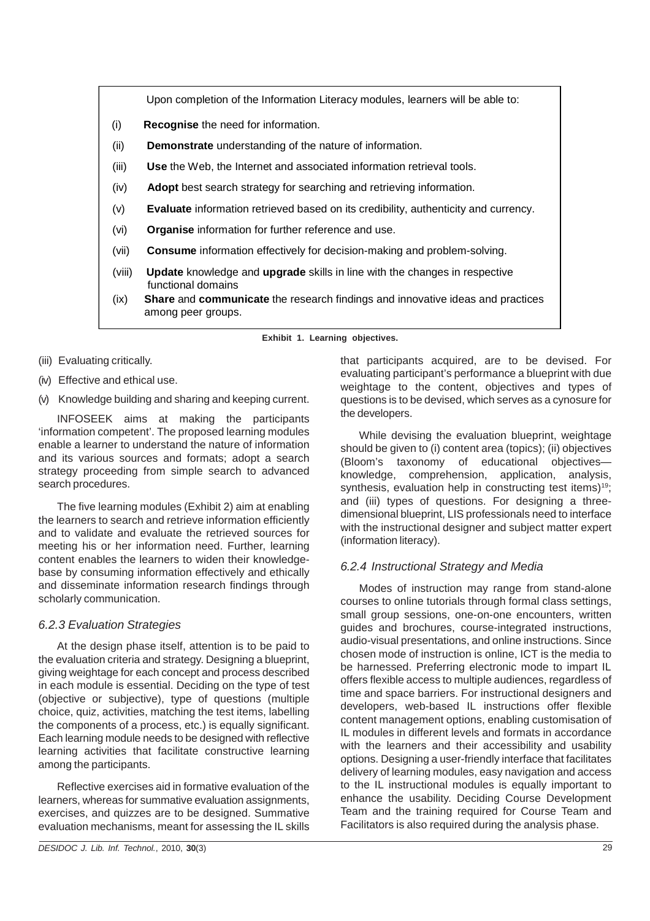Upon completion of the Information Literacy modules, learners will be able to:

(i) **Recognise** the need for information.

(ii) **Demonstrate** understanding of the nature of information.

(iii) **Use** the Web, the Internet and associated information retrieval tools.

(iv) **Adopt** best search strategy for searching and retrieving information.

(v) **Evaluate** information retrieved based on its credibility, authenticity and currency.

(vi) **Organise** information for further reference and use.

(vii) **Consume** information effectively for decision-making and problem-solving.

(viii) **Update** knowledge and **upgrade** skills in line with the changes in respective functional domains

(ix) **Share** and **communicate** the research findings and innovative ideas and practices among peer groups.

**Exhibit 1. Learning objectives.**

(iii) Evaluating critically.

(iv) Effective and ethical use.

(v) Knowledge building and sharing and keeping current.

INFOSEEK aims at making the participants 'information competent'. The proposed learning modules enable a learner to understand the nature of information and its various sources and formats; adopt a search strategy proceeding from simple search to advanced search procedures.

The five learning modules (Exhibit 2) aim at enabling the learners to search and retrieve information efficiently and to validate and evaluate the retrieved sources for meeting his or her information need. Further, learning content enables the learners to widen their knowledge-base by consuming information effectively and ethically and disseminate information research findings through scholarly communication.

### *6.2.3 Evaluation Strategies*

At the design phase itself, attention is to be paid to the evaluation criteria and strategy. Designing a blueprint, giving weightage for each concept and process described in each module is essential. Deciding on the type of test (objective or subjective), type of questions (multiple choice, quiz, activities, matching the test items, labelling the components of a process, etc.) is equally significant. Each learning module needs to be designed with reflective learning activities that facilitate constructive learning among the participants.

Reflective exercises aid in formative evaluation of the learners, whereas for summative evaluation assignments, exercises, and quizzes are to be designed. Summative evaluation mechanisms, meant for assessing the IL skills that participants acquired, are to be devised. For evaluating participant's performance a blueprint with due weightage to the content, objectives and types of questions is to be devised, which serves as a cynosure for the developers.

While devising the evaluation blueprint, weightage should be given to (i) content area (topics); (ii) objectives (Bloom's taxonomy of educational objectives—knowledge, comprehension, application, analysis, synthesis, evaluation help in constructing test items)[19]; and (iii) types of questions. For designing a three-dimensional blueprint, LIS professionals need to interface with the instructional designer and subject matter expert (information literacy).

### *6.2.4 Instructional Strategy and Media*

Modes of instruction may range from stand-alone courses to online tutorials through formal class settings, small group sessions, one-on-one encounters, written guides and brochures, course-integrated instructions, audio-visual presentations, and online instructions. Since chosen mode of instruction is online, ICT is the media to be harnessed. Preferring electronic mode to impart IL offers flexible access to multiple audiences, regardless of time and space barriers. For instructional designers and developers, web-based IL instructions offer flexible content management options, enabling customisation of IL modules in different levels and formats in accordance with the learners and their accessibility and usability options. Designing a user-friendly interface that facilitates delivery of learning modules, easy navigation and access to the IL instructional modules is equally important to enhance the usability. Deciding Course Development Team and the training required for Course Team and Facilitators is also required during the analysis phase.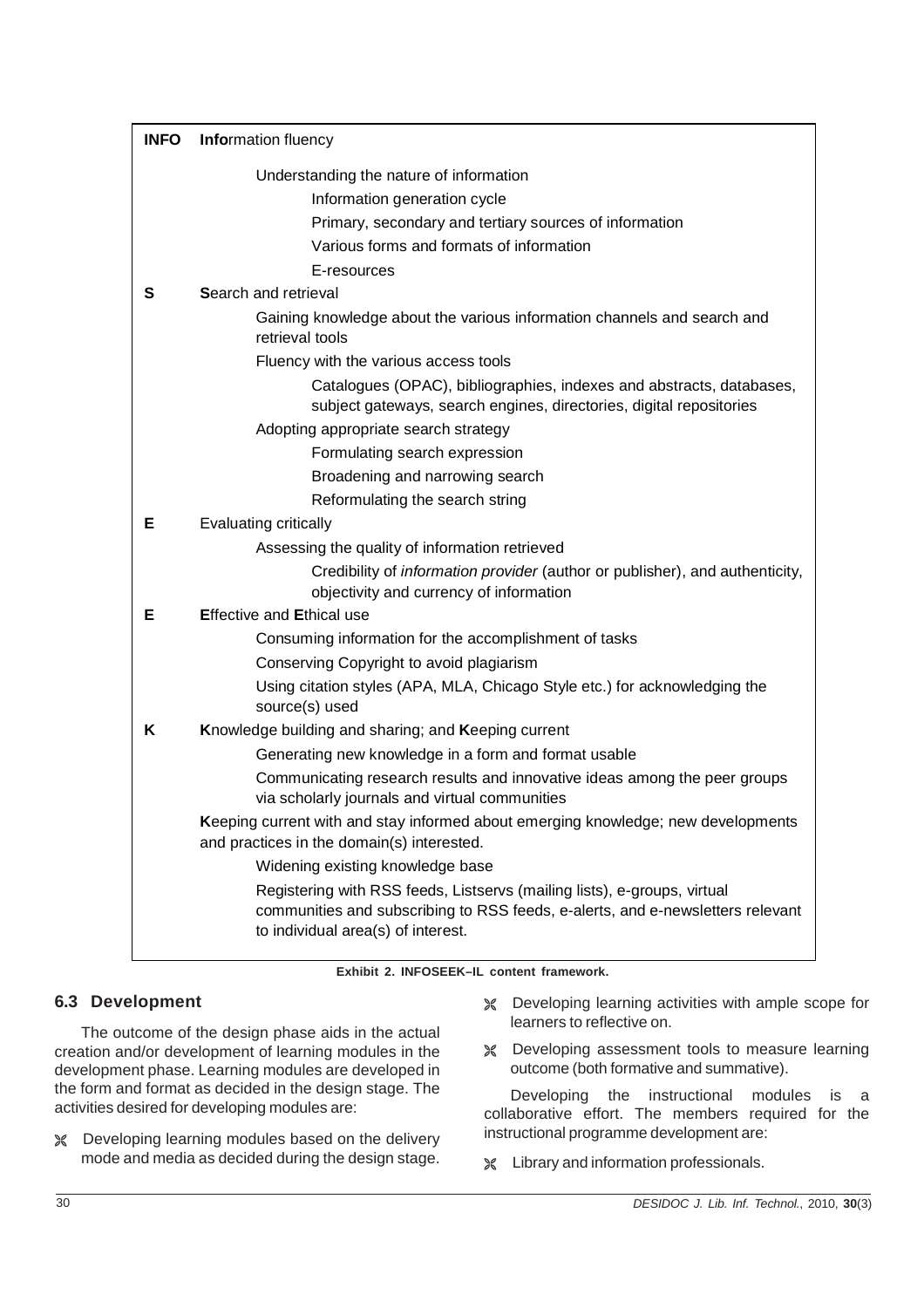| **INFO** | **Info**rmation fluency |
|---|---|
| | Understanding the nature of information |
| | Information generation cycle |
| | Primary, secondary and tertiary sources of information |
| | Various forms and formats of information |
| | E-resources |
| **S** | **S**earch and retrieval |
| | Gaining knowledge about the various information channels and search and retrieval tools |
| | Fluency with the various access tools |
| | Catalogues (OPAC), bibliographies, indexes and abstracts, databases, subject gateways, search engines, directories, digital repositories |
| | Adopting appropriate search strategy |
| | Formulating search expression |
| | Broadening and narrowing search |
| | Reformulating the search string |
| **E** | Evaluating critically |
| | Assessing the quality of information retrieved |
| | Credibility of *information provider* (author or publisher), and authenticity, objectivity and currency of information |
| **E** | **E**ffective and **E**thical use |
| | Consuming information for the accomplishment of tasks |
| | Conserving Copyright to avoid plagiarism |
| | Using citation styles (APA, MLA, Chicago Style etc.) for acknowledging the source(s) used |
| **K** | **K**nowledge building and sharing; and **K**eeping current |
| | Generating new knowledge in a form and format usable |
| | Communicating research results and innovative ideas among the peer groups via scholarly journals and virtual communities |
| | **K**eeping current with and stay informed about emerging knowledge; new developments and practices in the domain(s) interested. |
| | Widening existing knowledge base |
| | Registering with RSS feeds, Listservs (mailing lists), e-groups, virtual communities and subscribing to RSS feeds, e-alerts, and e-newsletters relevant to individual area(s) of interest. |

**Exhibit 2. INFOSEEK–IL content framework.**

### 6.3 Development

The outcome of the design phase aids in the actual creation and/or development of learning modules in the development phase. Learning modules are developed in the form and format as decided in the design stage. The activities desired for developing modules are:

- Developing learning modules based on the delivery mode and media as decided during the design stage.
- Developing learning activities with ample scope for learners to reflective on.
- Developing assessment tools to measure learning outcome (both formative and summative).

Developing the instructional modules is a collaborative effort. The members required for the instructional programme development are:

- Library and information professionals.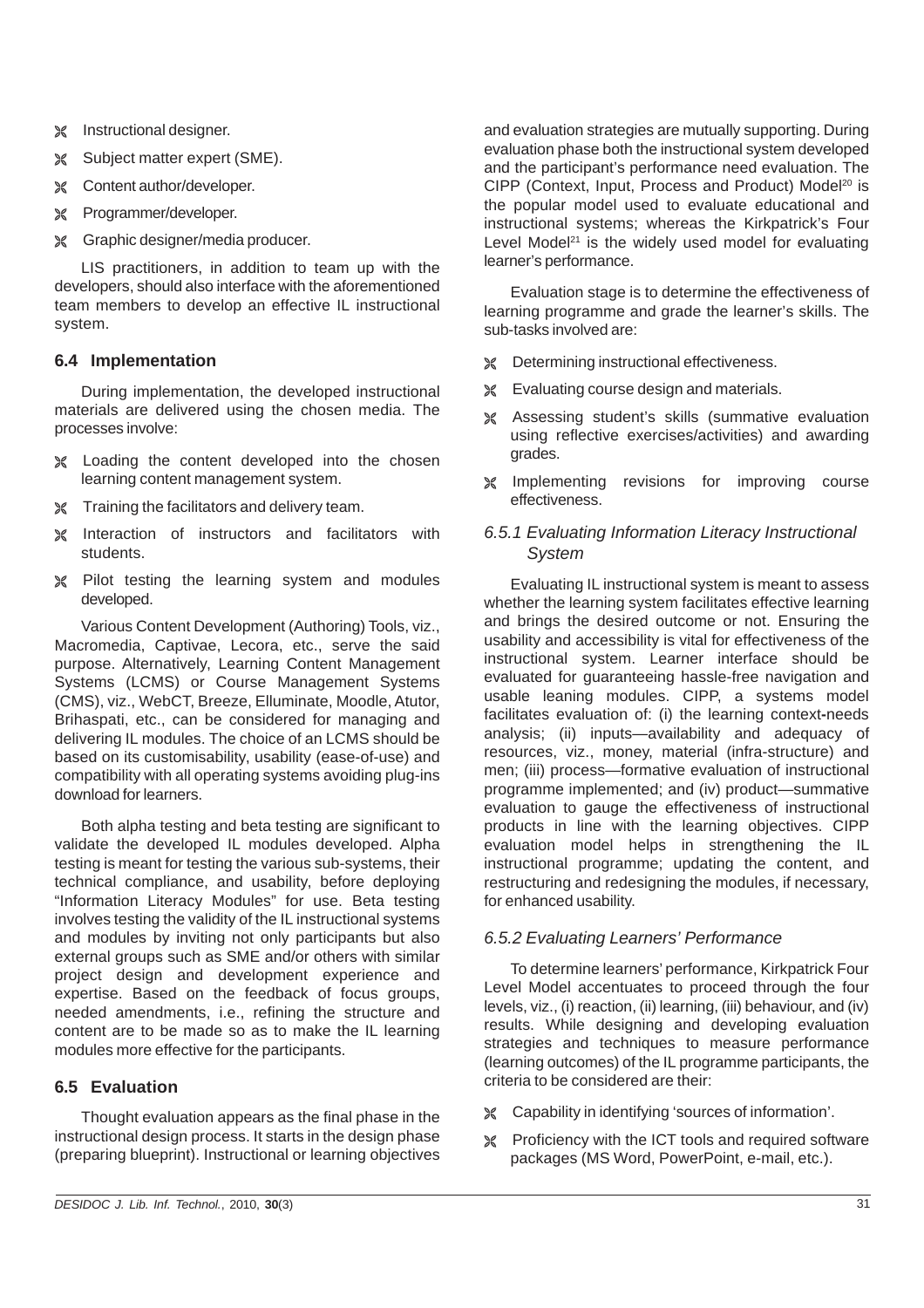- Instructional designer.
- Subject matter expert (SME).
- Content author/developer.
- Programmer/developer.
- Graphic designer/media producer.

LIS practitioners, in addition to team up with the developers, should also interface with the aforementioned team members to develop an effective IL instructional system.

### 6.4 Implementation

During implementation, the developed instructional materials are delivered using the chosen media. The processes involve:

- Loading the content developed into the chosen learning content management system.
- Training the facilitators and delivery team.
- Interaction of instructors and facilitators with students.
- Pilot testing the learning system and modules developed.

Various Content Development (Authoring) Tools, viz., Macromedia, Captivae, Lecora, etc., serve the said purpose. Alternatively, Learning Content Management Systems (LCMS) or Course Management Systems (CMS), viz., WebCT, Breeze, Elluminate, Moodle, Atutor, Brihaspati, etc., can be considered for managing and delivering IL modules. The choice of an LCMS should be based on its customisability, usability (ease-of-use) and compatibility with all operating systems avoiding plug-ins download for learners.

Both alpha testing and beta testing are significant to validate the developed IL modules developed. Alpha testing is meant for testing the various sub-systems, their technical compliance, and usability, before deploying "Information Literacy Modules" for use. Beta testing involves testing the validity of the IL instructional systems and modules by inviting not only participants but also external groups such as SME and/or others with similar project design and development experience and expertise. Based on the feedback of focus groups, needed amendments, i.e., refining the structure and content are to be made so as to make the IL learning modules more effective for the participants.

### 6.5 Evaluation

Thought evaluation appears as the final phase in the instructional design process. It starts in the design phase (preparing blueprint). Instructional or learning objectives and evaluation strategies are mutually supporting. During evaluation phase both the instructional system developed and the participant's performance need evaluation. The CIPP (Context, Input, Process and Product) Model[20] is the popular model used to evaluate educational and instructional systems; whereas the Kirkpatrick's Four Level Model[21] is the widely used model for evaluating learner's performance.

Evaluation stage is to determine the effectiveness of learning programme and grade the learner's skills. The sub-tasks involved are:

- Determining instructional effectiveness.
- Evaluating course design and materials.
- Assessing student's skills (summative evaluation using reflective exercises/activities) and awarding grades.
- Implementing revisions for improving course effectiveness.

#### *6.5.1 Evaluating Information Literacy Instructional System*

Evaluating IL instructional system is meant to assess whether the learning system facilitates effective learning and brings the desired outcome or not. Ensuring the usability and accessibility is vital for effectiveness of the instructional system. Learner interface should be evaluated for guaranteeing hassle-free navigation and usable leaning modules. CIPP, a systems model facilitates evaluation of: (i) the learning context-needs analysis; (ii) inputs—availability and adequacy of resources, viz., money, material (infra-structure) and men; (iii) process—formative evaluation of instructional programme implemented; and (iv) product—summative evaluation to gauge the effectiveness of instructional products in line with the learning objectives. CIPP evaluation model helps in strengthening the IL instructional programme; updating the content, and restructuring and redesigning the modules, if necessary, for enhanced usability.

#### *6.5.2 Evaluating Learners' Performance*

To determine learners' performance, Kirkpatrick Four Level Model accentuates to proceed through the four levels, viz., (i) reaction, (ii) learning, (iii) behaviour, and (iv) results. While designing and developing evaluation strategies and techniques to measure performance (learning outcomes) of the IL programme participants, the criteria to be considered are their:

- Capability in identifying 'sources of information'.
- Proficiency with the ICT tools and required software packages (MS Word, PowerPoint, e-mail, etc.).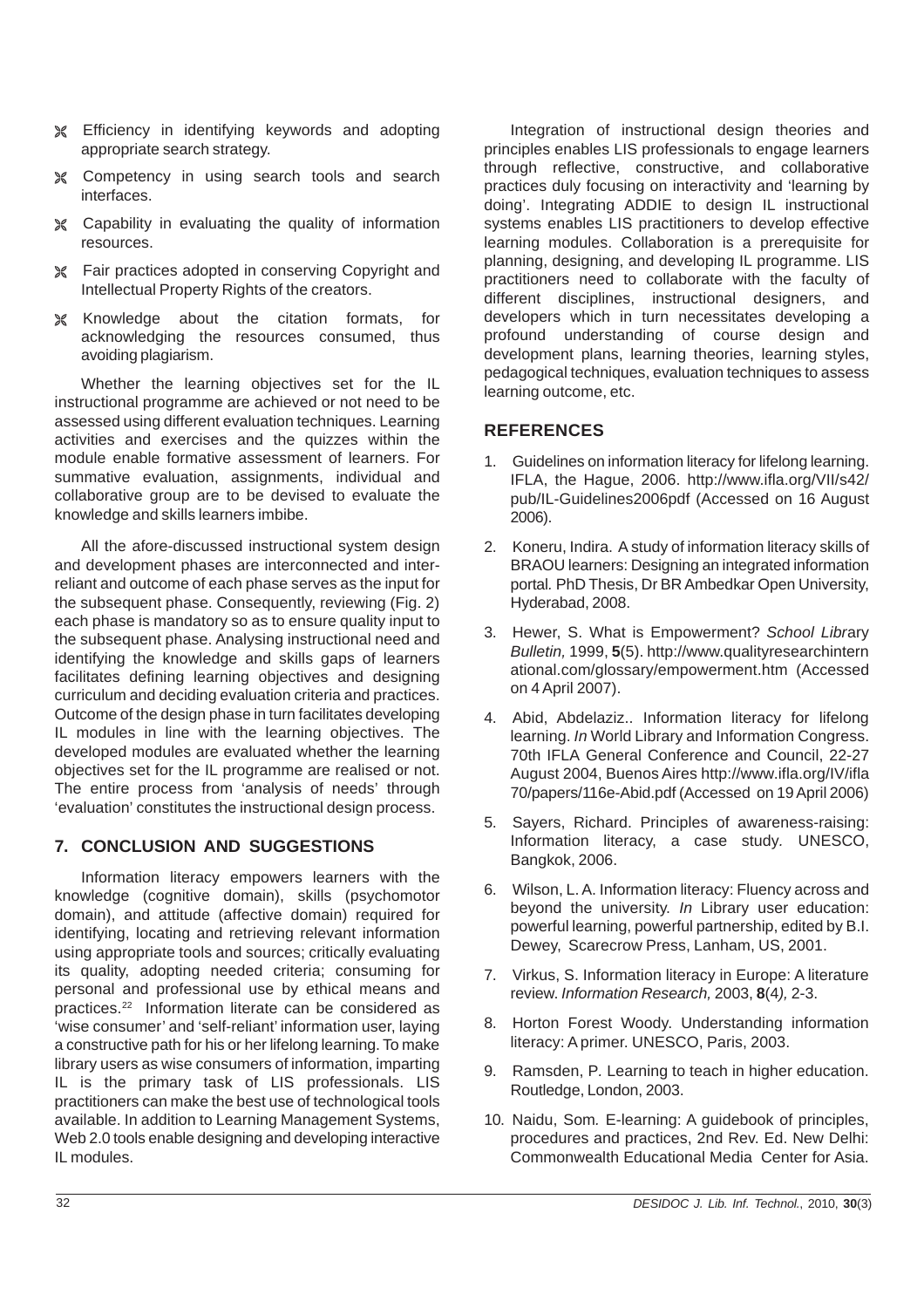- Efficiency in identifying keywords and adopting appropriate search strategy.
- Competency in using search tools and search interfaces.
- Capability in evaluating the quality of information resources.
- Fair practices adopted in conserving Copyright and Intellectual Property Rights of the creators.
- Knowledge about the citation formats, for acknowledging the resources consumed, thus avoiding plagiarism.

Whether the learning objectives set for the IL instructional programme are achieved or not need to be assessed using different evaluation techniques. Learning activities and exercises and the quizzes within the module enable formative assessment of learners. For summative evaluation, assignments, individual and collaborative group are to be devised to evaluate the knowledge and skills learners imbibe.

All the afore-discussed instructional system design and development phases are interconnected and inter-reliant and outcome of each phase serves as the input for the subsequent phase. Consequently, reviewing (Fig. 2) each phase is mandatory so as to ensure quality input to the subsequent phase. Analysing instructional need and identifying the knowledge and skills gaps of learners facilitates defining learning objectives and designing curriculum and deciding evaluation criteria and practices. Outcome of the design phase in turn facilitates developing IL modules in line with the learning objectives. The developed modules are evaluated whether the learning objectives set for the IL programme are realised or not. The entire process from 'analysis of needs' through 'evaluation' constitutes the instructional design process.

## 7. CONCLUSION AND SUGGESTIONS

Information literacy empowers learners with the knowledge (cognitive domain), skills (psychomotor domain), and attitude (affective domain) required for identifying, locating and retrieving relevant information using appropriate tools and sources; critically evaluating its quality, adopting needed criteria; consuming for personal and professional use by ethical means and practices.[22] Information literate can be considered as 'wise consumer' and 'self-reliant' information user, laying a constructive path for his or her lifelong learning. To make library users as wise consumers of information, imparting IL is the primary task of LIS professionals. LIS practitioners can make the best use of technological tools available. In addition to Learning Management Systems, Web 2.0 tools enable designing and developing interactive IL modules.

Integration of instructional design theories and principles enables LIS professionals to engage learners through reflective, constructive, and collaborative practices duly focusing on interactivity and 'learning by doing'. Integrating ADDIE to design IL instructional systems enables LIS practitioners to develop effective learning modules. Collaboration is a prerequisite for planning, designing, and developing IL programme. LIS practitioners need to collaborate with the faculty of different disciplines, instructional designers, and developers which in turn necessitates developing a profound understanding of course design and development plans, learning theories, learning styles, pedagogical techniques, evaluation techniques to assess learning outcome, etc.

## REFERENCES

1. Guidelines on information literacy for lifelong learning. IFLA, the Hague, 2006. http://www.ifla.org/VII/s42/pub/IL-Guidelines2006pdf (Accessed on 16 August 2006).
2. Koneru, Indira. A study of information literacy skills of BRAOU learners: Designing an integrated information portal. PhD Thesis, Dr BR Ambedkar Open University, Hyderabad, 2008.
3. Hewer, S. What is Empowerment? *School Library Bulletin,* 1999, **5**(5). http://www.qualityresearchinternational.com/glossary/empowerment.htm (Accessed on 4 April 2007).
4. Abid, Abdelaziz.. Information literacy for lifelong learning. *In* World Library and Information Congress. 70th IFLA General Conference and Council, 22-27 August 2004, Buenos Aires http://www.ifla.org/IV/ifla70/papers/116e-Abid.pdf (Accessed on 19 April 2006)
5. Sayers, Richard. Principles of awareness-raising: Information literacy, a case study. UNESCO, Bangkok, 2006.
6. Wilson, L. A. Information literacy: Fluency across and beyond the university. *In* Library user education: powerful learning, powerful partnership, edited by B.I. Dewey, Scarecrow Press, Lanham, US, 2001.
7. Virkus, S. Information literacy in Europe: A literature review. *Information Research,* 2003, **8**(4)*,* 2-3.
8. Horton Forest Woody. Understanding information literacy: A primer. UNESCO, Paris, 2003.
9. Ramsden, P. Learning to teach in higher education. Routledge, London, 2003.
10. Naidu, Som. E-learning: A guidebook of principles, procedures and practices, 2nd Rev. Ed. New Delhi: Commonwealth Educational Media Center for Asia.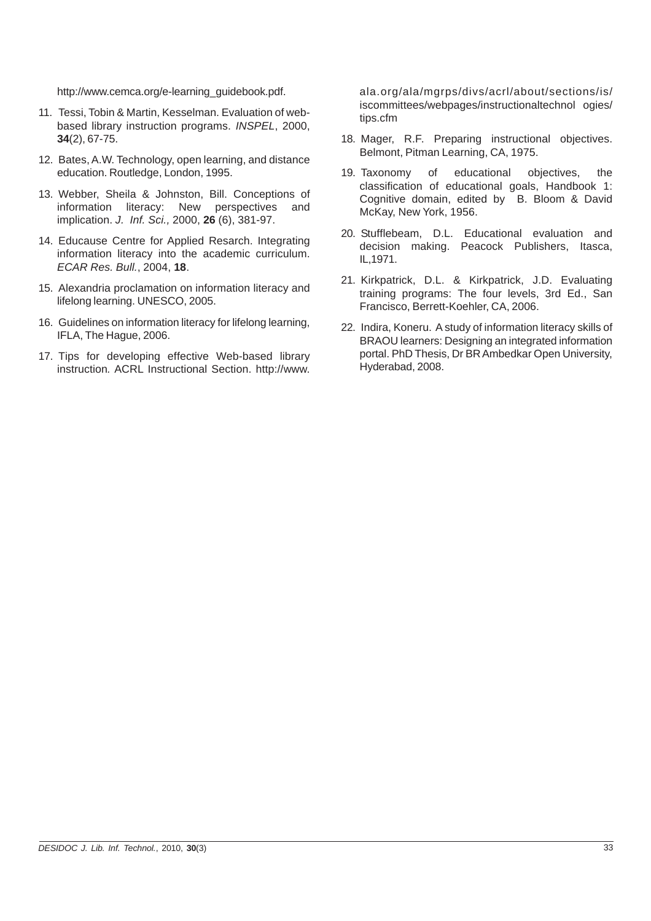http://www.cemca.org/e-learning_guidebook.pdf.

11. Tessi, Tobin & Martin, Kesselman. Evaluation of web-based library instruction programs. *INSPEL*, 2000, **34**(2), 67-75.
12. Bates, A.W. Technology, open learning, and distance education. Routledge, London, 1995.
13. Webber, Sheila & Johnston, Bill. Conceptions of information literacy: New perspectives and implication. *J. Inf. Sci.,* 2000, **26** (6), 381-97.
14. Educause Centre for Applied Resarch. Integrating information literacy into the academic curriculum. *ECAR Res. Bull.*, 2004, **18**.
15. Alexandria proclamation on information literacy and lifelong learning. UNESCO, 2005.
16. Guidelines on information literacy for lifelong learning, IFLA, The Hague, 2006.
17. Tips for developing effective Web-based library instruction. ACRL Instructional Section. http://www.ala.org/ala/mgrps/divs/acrl/about/sections/is/iscommittees/webpages/instructionaltechnol ogies/tips.cfm
18. Mager, R.F. Preparing instructional objectives. Belmont, Pitman Learning, CA, 1975.
19. Taxonomy of educational objectives, the classification of educational goals, Handbook 1: Cognitive domain, edited by B. Bloom & David McKay, New York, 1956.
20. Stufflebeam, D.L. Educational evaluation and decision making. Peacock Publishers, Itasca, IL,1971.
21. Kirkpatrick, D.L. & Kirkpatrick, J.D. Evaluating training programs: The four levels, 3rd Ed., San Francisco, Berrett-Koehler, CA, 2006.
22. Indira, Koneru. A study of information literacy skills of BRAOU learners: Designing an integrated information portal. PhD Thesis, Dr BR Ambedkar Open University, Hyderabad, 2008.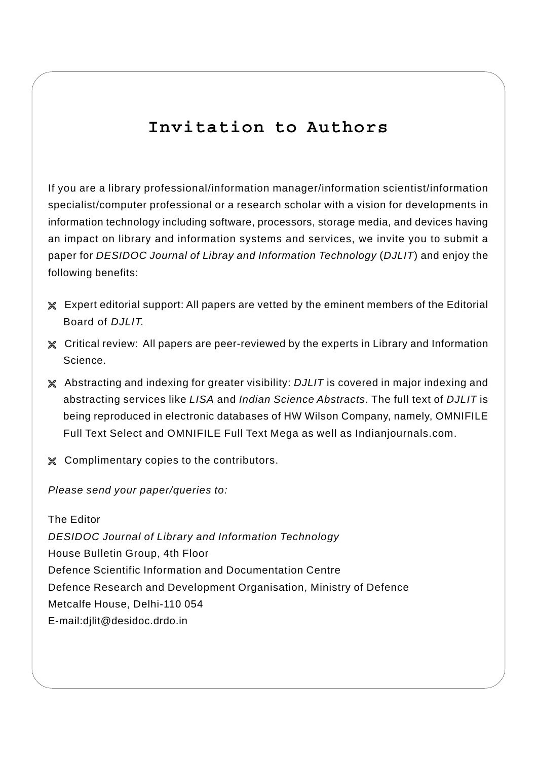# Invitation to Authors

If you are a library professional/information manager/information scientist/information specialist/computer professional or a research scholar with a vision for developments in information technology including software, processors, storage media, and devices having an impact on library and information systems and services, we invite you to submit a paper for *DESIDOC Journal of Libray and Information Technology* (*DJLIT*) and enjoy the following benefits:

- Expert editorial support: All papers are vetted by the eminent members of the Editorial Board of *DJLIT.*
- Critical review: All papers are peer-reviewed by the experts in Library and Information Science.
- Abstracting and indexing for greater visibility: *DJLIT* is covered in major indexing and abstracting services like *LISA* and *Indian Science Abstracts*. The full text of *DJLIT* is being reproduced in electronic databases of HW Wilson Company, namely, OMNIFILE Full Text Select and OMNIFILE Full Text Mega as well as Indianjournals.com.
- Complimentary copies to the contributors.

*Please send your paper/queries to:*

The Editor
*DESIDOC Journal of Library and Information Technology*
House Bulletin Group, 4th Floor
Defence Scientific Information and Documentation Centre
Defence Research and Development Organisation, Ministry of Defence
Metcalfe House, Delhi-110 054
E-mail:djlit@desidoc.drdo.in